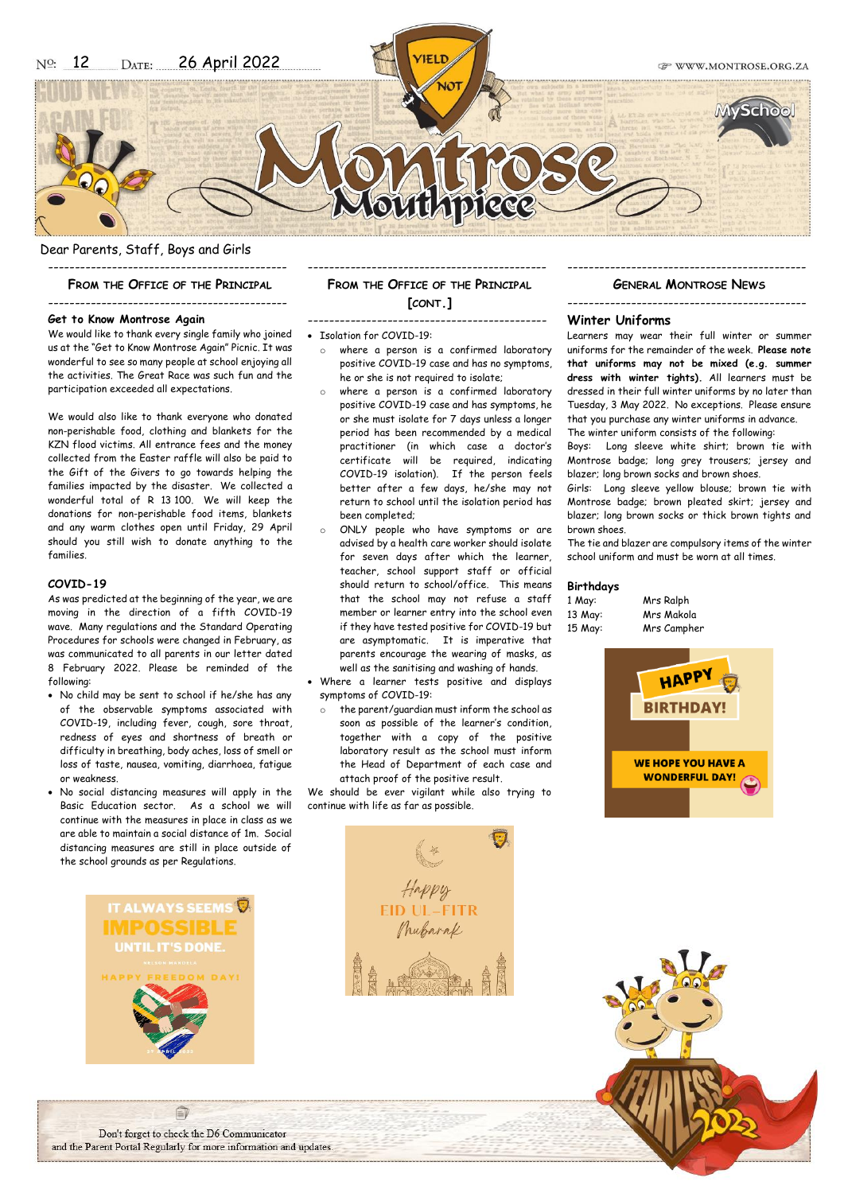No: 12 Date: 26 April 2022

# Montrose Mouthpiece

Dear Parents, Staff, Boys and Girls

## From the Office of the Principal

### Get to Know Montrose Again

We would like to thank every single family who joined us at the "Get to Know Montrose Again" Picnic. It was wonderful to see so many people at school enjoying all the activities. The Great Race was such fun and the participation exceeded all expectations.

We would also like to thank everyone who donated non-perishable food, clothing and blankets for the KZN flood victims. All entrance fees and the money collected from the Easter raffle will also be paid to the Gift of the Givers to go towards helping the families impacted by the disaster. We collected a wonderful total of R 13 100. We will keep the donations for non-perishable food items, blankets and any warm clothes open until Friday, 29 April should you still wish to donate anything to the families.

### COVID-19

As was predicted at the beginning of the year, we are moving in the direction of a fifth COVID-19 wave. Many regulations and the Standard Operating Procedures for schools were changed in February, as was communicated to all parents in our letter dated 8 February 2022. Please be reminded of the following:

- No child may be sent to school if he/she has any of the observable symptoms associated with COVID-19, including fever, cough, sore throat, redness of eyes and shortness of breath or difficulty in breathing, body aches, loss of smell or loss of taste, nausea, vomiting, diarrhoea, fatigue or weakness.
- No social distancing measures will apply in the Basic Education sector. As a school we will continue with the measures in place in class as we are able to maintain a social distance of 1m. Social distancing measures are still in place outside of the school grounds as per Regulations.

IT ALWAYS SEEMS IMPOSSIBLE UNTIL IT'S DONE.
NELSON MANDELA
HAPPY FREEDOM DAY!

## From the Office of the Principal [cont.]

- Isolation for COVID-19:
  - where a person is a confirmed laboratory positive COVID-19 case and has no symptoms, he or she is not required to isolate;
  - where a person is a confirmed laboratory positive COVID-19 case and has symptoms, he or she must isolate for 7 days unless a longer period has been recommended by a medical practitioner (in which case a doctor's certificate will be required, indicating COVID-19 isolation). If the person feels better after a few days, he/she may not return to school until the isolation period has been completed;
  - ONLY people who have symptoms or are advised by a health care worker should isolate for seven days after which the learner, teacher, school support staff or official should return to school/office. This means that the school may not refuse a staff member or learner entry into the school even if they have tested positive for COVID-19 but are asymptomatic. It is imperative that parents encourage the wearing of masks, as well as the sanitising and washing of hands.
- Where a learner tests positive and displays symptoms of COVID-19:
  - the parent/guardian must inform the school as soon as possible of the learner's condition, together with a copy of the positive laboratory result as the school must inform the Head of Department of each case and attach proof of the positive result.

We should be ever vigilant while also trying to continue with life as far as possible.

Happy EID UL-FITR Mubarak

## General Montrose News

### Winter Uniforms

Learners may wear their full winter or summer uniforms for the remainder of the week. **Please note that uniforms may not be mixed (e.g. summer dress with winter tights).** All learners must be dressed in their full winter uniforms by no later than Tuesday, 3 May 2022. No exceptions. Please ensure that you purchase any winter uniforms in advance.

The winter uniform consists of the following:

Boys: Long sleeve white shirt; brown tie with Montrose badge; long grey trousers; jersey and blazer; long brown socks and brown shoes.

Girls: Long sleeve yellow blouse; brown tie with Montrose badge; brown pleated skirt; jersey and blazer; long brown socks or thick brown tights and brown shoes.

The tie and blazer are compulsory items of the winter school uniform and must be worn at all times.

### Birthdays

| | |
|---|---|
| 1 May: | Mrs Ralph |
| 13 May: | Mrs Makola |
| 15 May: | Mrs Campher |

HAPPY BIRTHDAY!
WE HOPE YOU HAVE A WONDERFUL DAY!

FEARLESS 2022

Don't forget to check the D6 Communicator and the Parent Portal Regularly for more information and updates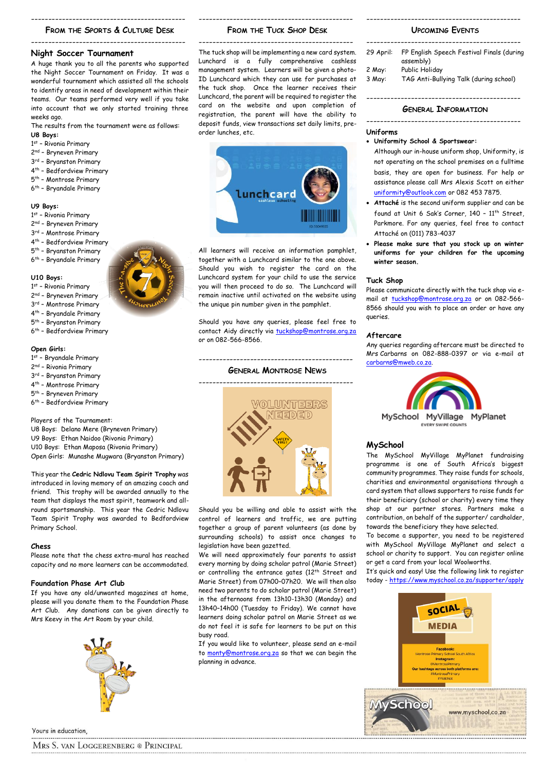## From the Sports & Culture Desk

### Night Soccer Tournament

A huge thank you to all the parents who supported the Night Soccer Tournament on Friday. It was a wonderful tournament which assisted all the schools to identify areas in need of development within their teams. Our teams performed very well if you take into account that we only started training three weeks ago.

The results from the tournament were as follows:

**U8 Boys:**
1st – Rivonia Primary
2nd – Bryneven Primary
3rd – Bryanston Primary
4th – Bedfordview Primary
5th – Montrose Primary
6th – Bryandale Primary

**U9 Boys:**
1st – Rivonia Primary
2nd – Bryneven Primary
3rd – Montrose Primary
4th – Bedfordview Primary
5th – Bryanston Primary
6th – Bryandale Primary

**U10 Boys:**
1st – Rivonia Primary
2nd – Bryneven Primary
3rd – Montrose Primary
4th – Bryandale Primary
5th – Bryanston Primary
6th – Bedfordview Primary

**Open Girls:**
1st – Bryandale Primary
2nd – Rivonia Primary
3rd – Bryanston Primary
4th – Montrose Primary
5th – Bryneven Primary
6th – Bedfordview Primary

Players of the Tournament:
U8 Boys: Delano Mere (Bryneven Primary)
U9 Boys: Ethan Naidoo (Rivonia Primary)
U10 Boys: Ethan Maposa (Rivonia Primary)
Open Girls: Munashe Mugwara (Bryanston Primary)

This year the **Cedric Ndlovu Team Spirit Trophy** was introduced in loving memory of an amazing coach and friend. This trophy will be awarded annually to the team that displays the most spirit, teamwork and all-round sportsmanship. This year the Cedric Ndlovu Team Spirit Trophy was awarded to Bedfordview Primary School.

### Chess

Please note that the chess extra-mural has reached capacity and no more learners can be accommodated.

### Foundation Phase Art Club

If you have any old/unwanted magazines at home, please will you donate them to the Foundation Phase Art Club. Any donations can be given directly to Mrs Keevy in the Art Room by your child.

## From the Tuck Shop Desk

The tuck shop will be implementing a new card system. Lunchcard is a fully comprehensive cashless management system. Learners will be given a photo-ID Lunchcard which they can use for purchases at the tuck shop. Once the learner receives their Lunchcard, the parent will be required to register the card on the website and upon completion of registration, the parent will have the ability to deposit funds, view transactions set daily limits, pre-order lunches, etc.

All learners will receive an information pamphlet, together with a Lunchcard similar to the one above. Should you wish to register the card on the Lunchcard system for your child to use the service you will then proceed to do so. The Lunchcard will remain inactive until activated on the website using the unique pin number given in the pamphlet.

Should you have any queries, please feel free to contact Aidy directly via tuckshop@montrose.org.za or on 082-566-8566.

## General Montrose News

Should you be willing and able to assist with the control of learners and traffic, we are putting together a group of parent volunteers (as done by surrounding schools) to assist once changes to legislation have been gazetted.

We will need approximately four parents to assist every morning by doing scholar patrol (Marie Street) or controlling the entrance gates (12th Street and Marie Street) from 07h00-07h20. We will then also need two parents to do scholar patrol (Marie Street) in the afternoons from 13h10-13h30 (Monday) and 13h40-14h00 (Tuesday to Friday). We cannot have learners doing scholar patrol on Marie Street as we do not feel it is safe for learners to be put on this busy road.

If you would like to volunteer, please send an e-mail to monty@montrose.org.za so that we can begin the planning in advance.

## Upcoming Events

| | |
|---|---|
| 29 April: | FP English Speech Festival Finals (during assembly) |
| 2 May: | Public Holiday |
| 3 May: | TAG Anti-Bullying Talk (during school) |

## General Information

### Uniforms

- **Uniformity School & Sportswear:** Although our in-house uniform shop, Uniformity, is not operating on the school premises on a fulltime basis, they are open for business. For help or assistance please call Mrs Alexis Scott on either uniformity@outlook.com or 082 453 7875.
- **Attaché** is the second uniform supplier and can be found at Unit 6 Sak's Corner, 140 – 11th Street, Parkmore. For any queries, feel free to contact Attaché on (011) 783-4037
- **Please make sure that you stock up on winter uniforms for your children for the upcoming winter season.**

### Tuck Shop

Please communicate directly with the tuck shop via e-mail at tuckshop@montrose.org.za or on 082-566-8566 should you wish to place an order or have any queries.

### Aftercare

Any queries regarding aftercare must be directed to Mrs Carbarns on 082-888-0397 or via e-mail at carbarns@mweb.co.za.

### MySchool

The MySchool MyVillage MyPlanet fundraising programme is one of South Africa's biggest community programmes. They raise funds for schools, charities and environmental organisations through a card system that allows supporters to raise funds for their beneficiary (school or charity) every time they shop at our partner stores. Partners make a contribution, on behalf of the supporter/ cardholder, towards the beneficiary they have selected.

To become a supporter, you need to be registered with MySchool MyVillage MyPlanet and select a school or charity to support. You can register online or get a card from your local Woolworths.

It's quick and easy! Use the following link to register today - https://www.myschool.co.za/supporter/apply

**SOCIAL MEDIA**

Facebook: Montrose Primary School South Africa
Instagram: @MontrosePrimary
Our hashtags across both platforms are: #MontrosePrimary #YolóNot

Yours in education,

Mrs S. van Loggerenberg ❁ Principal